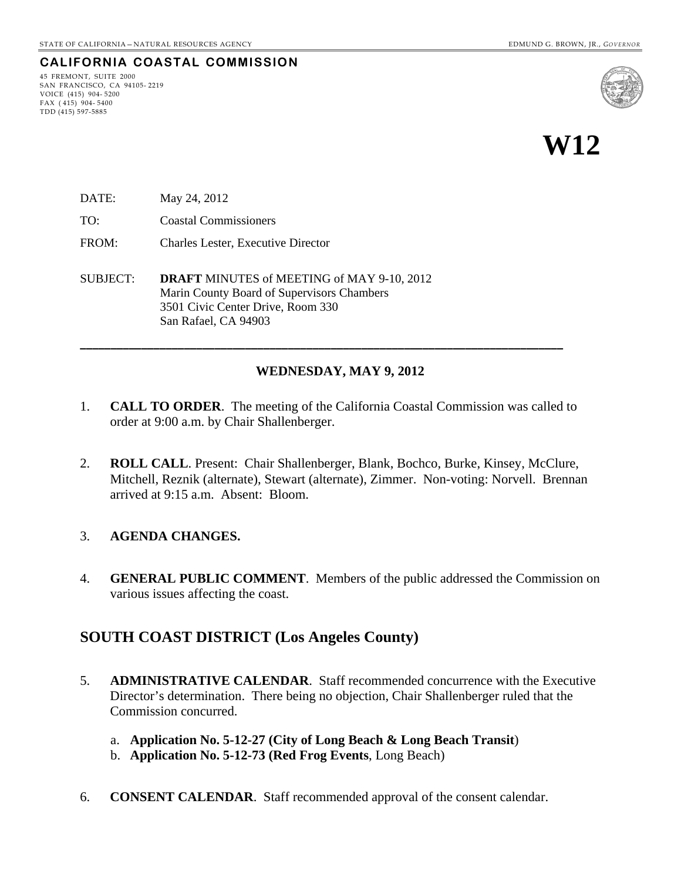STATE OF CALIFORNIA – NATURAL RESOURCES AGENCY EDMUND G. BROWN, JR., *GOVERNOR*

**CALIFORNIA COASTAL COMMISSION**

45 FREMONT, SUITE 2000
SAN FRANCISCO, CA 94105-2219
VOICE (415) 904-5200
FAX (415) 904-5400
TDD (415) 597-5885

# W12

DATE: May 24, 2012

TO: Coastal Commissioners

FROM: Charles Lester, Executive Director

SUBJECT: **DRAFT** MINUTES of MEETING of MAY 9-10, 2012
Marin County Board of Supervisors Chambers
3501 Civic Center Drive, Room 330
San Rafael, CA 94903

---

## WEDNESDAY, MAY 9, 2012

1. **CALL TO ORDER**. The meeting of the California Coastal Commission was called to order at 9:00 a.m. by Chair Shallenberger.

2. **ROLL CALL**. Present: Chair Shallenberger, Blank, Bochco, Burke, Kinsey, McClure, Mitchell, Reznik (alternate), Stewart (alternate), Zimmer. Non-voting: Norvell. Brennan arrived at 9:15 a.m. Absent: Bloom.

3. **AGENDA CHANGES.**

4. **GENERAL PUBLIC COMMENT**. Members of the public addressed the Commission on various issues affecting the coast.

## SOUTH COAST DISTRICT (Los Angeles County)

5. **ADMINISTRATIVE CALENDAR**. Staff recommended concurrence with the Executive Director's determination. There being no objection, Chair Shallenberger ruled that the Commission concurred.

   a. **Application No. 5-12-27 (City of Long Beach & Long Beach Transit**)
   b. **Application No. 5-12-73 (Red Frog Events**, Long Beach)

6. **CONSENT CALENDAR**. Staff recommended approval of the consent calendar.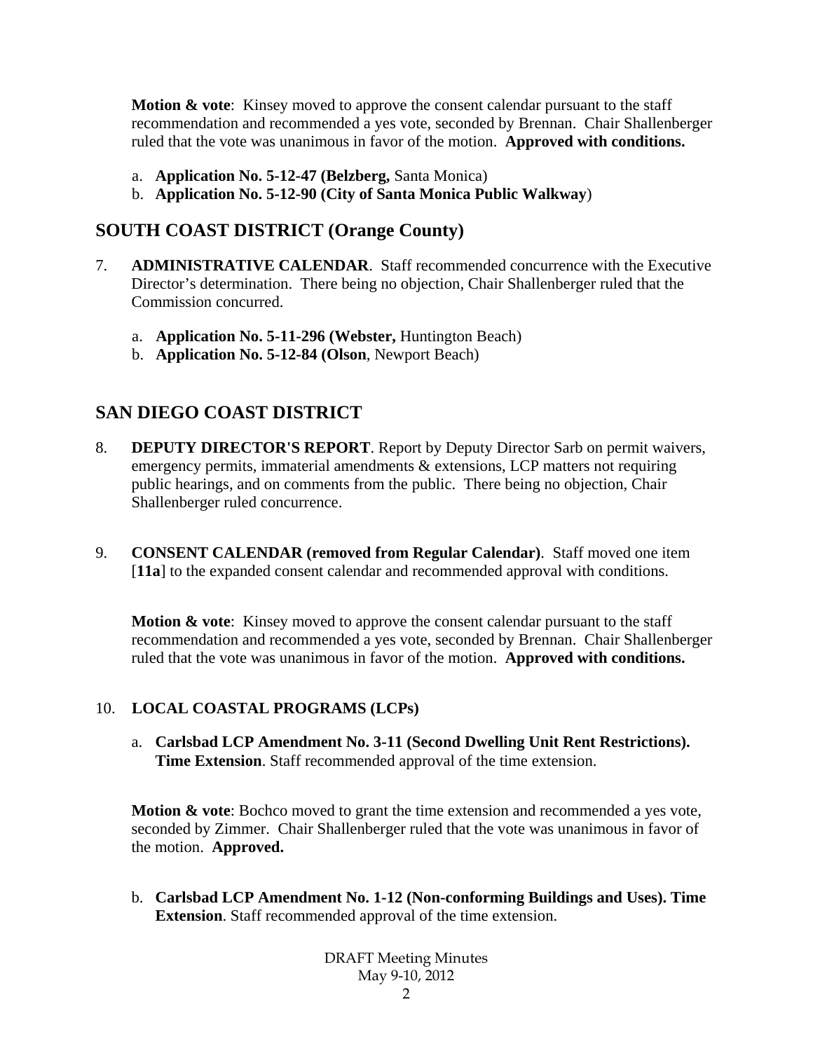**Motion & vote**: Kinsey moved to approve the consent calendar pursuant to the staff recommendation and recommended a yes vote, seconded by Brennan. Chair Shallenberger ruled that the vote was unanimous in favor of the motion. **Approved with conditions.**

a. **Application No. 5-12-47 (Belzberg,** Santa Monica)
b. **Application No. 5-12-90 (City of Santa Monica Public Walkway**)

## SOUTH COAST DISTRICT (Orange County)

7. **ADMINISTRATIVE CALENDAR**. Staff recommended concurrence with the Executive Director's determination. There being no objection, Chair Shallenberger ruled that the Commission concurred.

    a. **Application No. 5-11-296 (Webster,** Huntington Beach)
    b. **Application No. 5-12-84 (Olson**, Newport Beach)

## SAN DIEGO COAST DISTRICT

8. **DEPUTY DIRECTOR'S REPORT**. Report by Deputy Director Sarb on permit waivers, emergency permits, immaterial amendments & extensions, LCP matters not requiring public hearings, and on comments from the public. There being no objection, Chair Shallenberger ruled concurrence.

9. **CONSENT CALENDAR (removed from Regular Calendar)**. Staff moved one item [**11a**] to the expanded consent calendar and recommended approval with conditions.

    **Motion & vote**: Kinsey moved to approve the consent calendar pursuant to the staff recommendation and recommended a yes vote, seconded by Brennan. Chair Shallenberger ruled that the vote was unanimous in favor of the motion. **Approved with conditions.**

10. **LOCAL COASTAL PROGRAMS (LCPs)**

    a. **Carlsbad LCP Amendment No. 3-11 (Second Dwelling Unit Rent Restrictions). Time Extension**. Staff recommended approval of the time extension.

    **Motion & vote**: Bochco moved to grant the time extension and recommended a yes vote, seconded by Zimmer. Chair Shallenberger ruled that the vote was unanimous in favor of the motion. **Approved.**

    b. **Carlsbad LCP Amendment No. 1-12 (Non-conforming Buildings and Uses). Time Extension**. Staff recommended approval of the time extension.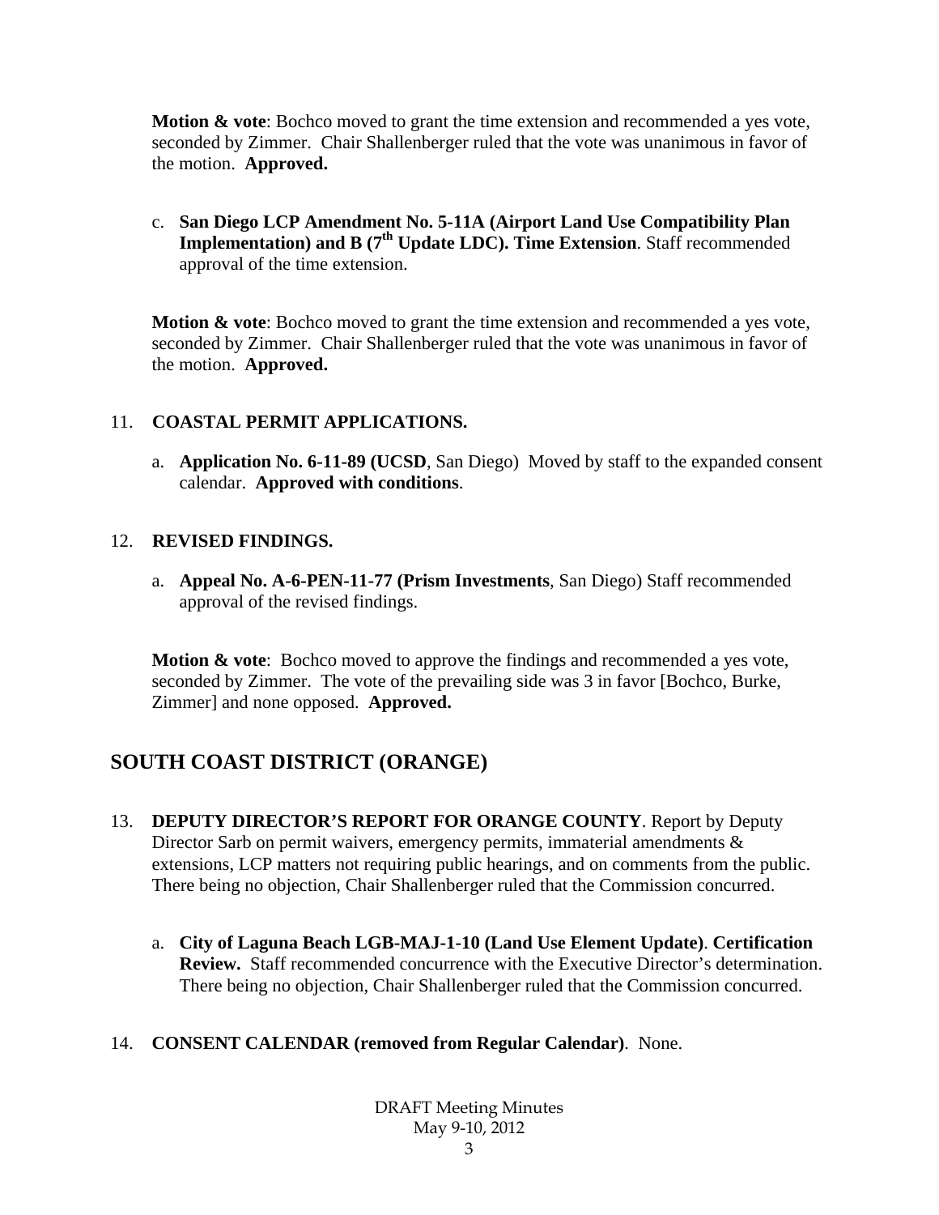**Motion & vote**: Bochco moved to grant the time extension and recommended a yes vote, seconded by Zimmer. Chair Shallenberger ruled that the vote was unanimous in favor of the motion. **Approved.**

c. **San Diego LCP Amendment No. 5-11A (Airport Land Use Compatibility Plan Implementation) and B (7th Update LDC). Time Extension**. Staff recommended approval of the time extension.

**Motion & vote**: Bochco moved to grant the time extension and recommended a yes vote, seconded by Zimmer. Chair Shallenberger ruled that the vote was unanimous in favor of the motion. **Approved.**

11. **COASTAL PERMIT APPLICATIONS.**

a. **Application No. 6-11-89 (UCSD**, San Diego) Moved by staff to the expanded consent calendar. **Approved with conditions**.

12. **REVISED FINDINGS.**

a. **Appeal No. A-6-PEN-11-77 (Prism Investments**, San Diego) Staff recommended approval of the revised findings.

**Motion & vote**: Bochco moved to approve the findings and recommended a yes vote, seconded by Zimmer. The vote of the prevailing side was 3 in favor [Bochco, Burke, Zimmer] and none opposed. **Approved.**

## SOUTH COAST DISTRICT (ORANGE)

13. **DEPUTY DIRECTOR'S REPORT FOR ORANGE COUNTY**. Report by Deputy Director Sarb on permit waivers, emergency permits, immaterial amendments & extensions, LCP matters not requiring public hearings, and on comments from the public. There being no objection, Chair Shallenberger ruled that the Commission concurred.

a. **City of Laguna Beach LGB-MAJ-1-10 (Land Use Element Update)**. **Certification Review.** Staff recommended concurrence with the Executive Director's determination. There being no objection, Chair Shallenberger ruled that the Commission concurred.

14. **CONSENT CALENDAR (removed from Regular Calendar)**. None.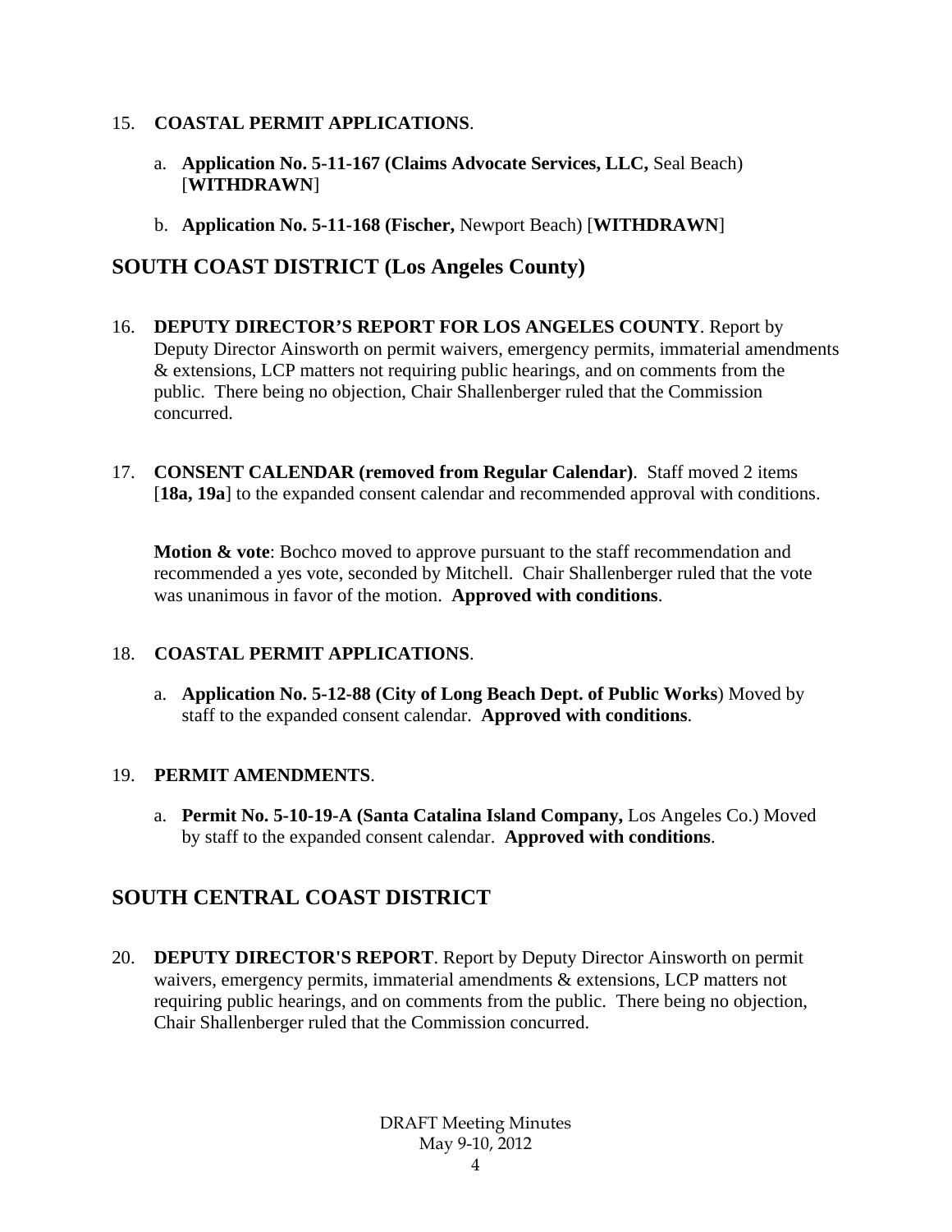15. **COASTAL PERMIT APPLICATIONS**.

    a. **Application No. 5-11-167 (Claims Advocate Services, LLC,** Seal Beach) [**WITHDRAWN**]

    b. **Application No. 5-11-168 (Fischer,** Newport Beach) [**WITHDRAWN**]

## SOUTH COAST DISTRICT (Los Angeles County)

16. **DEPUTY DIRECTOR'S REPORT FOR LOS ANGELES COUNTY**. Report by Deputy Director Ainsworth on permit waivers, emergency permits, immaterial amendments & extensions, LCP matters not requiring public hearings, and on comments from the public. There being no objection, Chair Shallenberger ruled that the Commission concurred.

17. **CONSENT CALENDAR (removed from Regular Calendar)**. Staff moved 2 items [**18a, 19a**] to the expanded consent calendar and recommended approval with conditions.

    **Motion & vote**: Bochco moved to approve pursuant to the staff recommendation and recommended a yes vote, seconded by Mitchell. Chair Shallenberger ruled that the vote was unanimous in favor of the motion. **Approved with conditions**.

18. **COASTAL PERMIT APPLICATIONS**.

    a. **Application No. 5-12-88 (City of Long Beach Dept. of Public Works**) Moved by staff to the expanded consent calendar. **Approved with conditions**.

19. **PERMIT AMENDMENTS**.

    a. **Permit No. 5-10-19-A (Santa Catalina Island Company,** Los Angeles Co.) Moved by staff to the expanded consent calendar. **Approved with conditions**.

## SOUTH CENTRAL COAST DISTRICT

20. **DEPUTY DIRECTOR'S REPORT**. Report by Deputy Director Ainsworth on permit waivers, emergency permits, immaterial amendments & extensions, LCP matters not requiring public hearings, and on comments from the public. There being no objection, Chair Shallenberger ruled that the Commission concurred.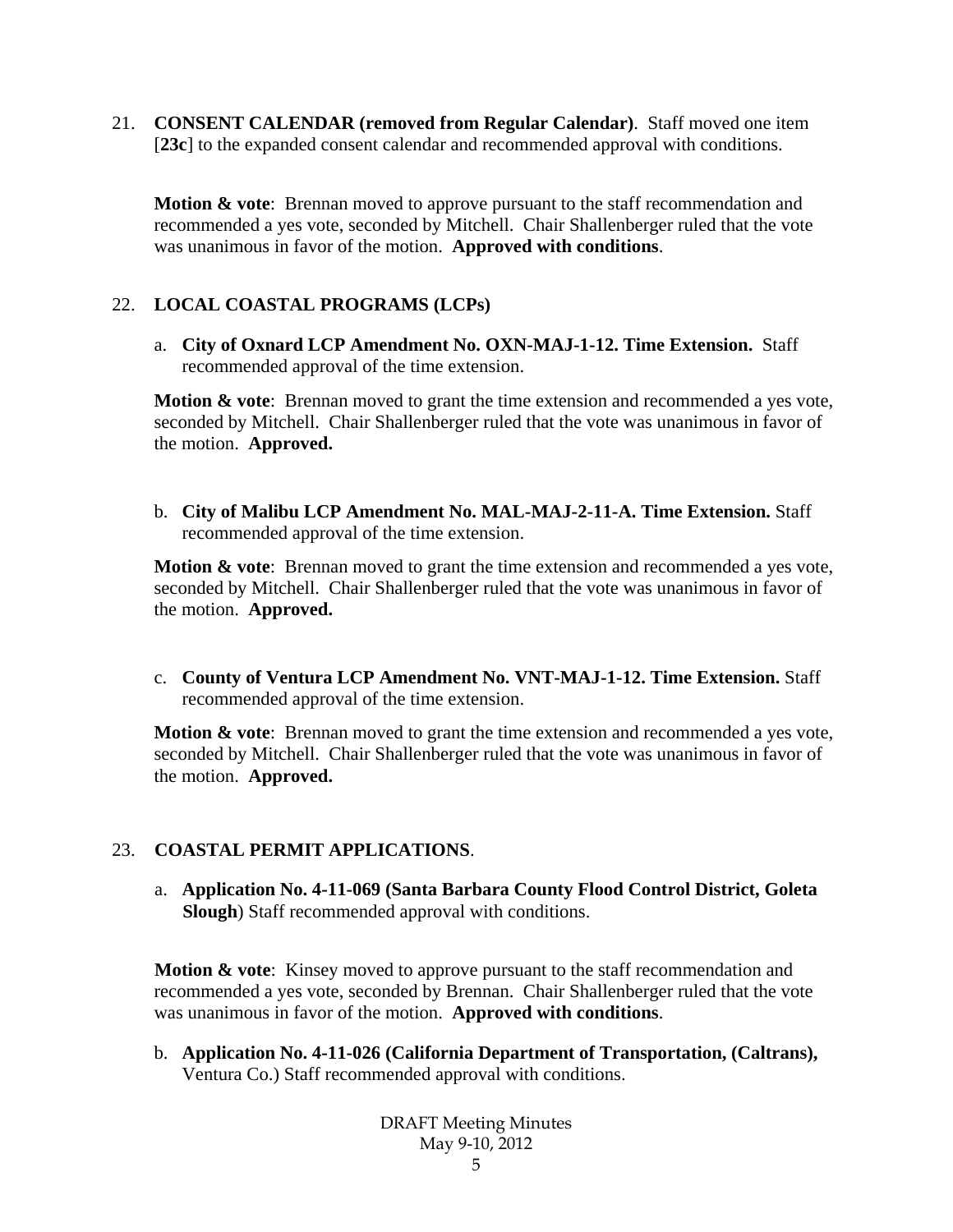21. **CONSENT CALENDAR (removed from Regular Calendar)**. Staff moved one item [**23c**] to the expanded consent calendar and recommended approval with conditions.

    **Motion & vote**: Brennan moved to approve pursuant to the staff recommendation and recommended a yes vote, seconded by Mitchell. Chair Shallenberger ruled that the vote was unanimous in favor of the motion. **Approved with conditions**.

22. **LOCAL COASTAL PROGRAMS (LCPs)**

    a. **City of Oxnard LCP Amendment No. OXN-MAJ-1-12. Time Extension.** Staff recommended approval of the time extension.

    **Motion & vote**: Brennan moved to grant the time extension and recommended a yes vote, seconded by Mitchell. Chair Shallenberger ruled that the vote was unanimous in favor of the motion. **Approved.**

    b. **City of Malibu LCP Amendment No. MAL-MAJ-2-11-A. Time Extension.** Staff recommended approval of the time extension.

    **Motion & vote**: Brennan moved to grant the time extension and recommended a yes vote, seconded by Mitchell. Chair Shallenberger ruled that the vote was unanimous in favor of the motion. **Approved.**

    c. **County of Ventura LCP Amendment No. VNT-MAJ-1-12. Time Extension.** Staff recommended approval of the time extension.

    **Motion & vote**: Brennan moved to grant the time extension and recommended a yes vote, seconded by Mitchell. Chair Shallenberger ruled that the vote was unanimous in favor of the motion. **Approved.**

23. **COASTAL PERMIT APPLICATIONS**.

    a. **Application No. 4-11-069 (Santa Barbara County Flood Control District, Goleta Slough**) Staff recommended approval with conditions.

    **Motion & vote**: Kinsey moved to approve pursuant to the staff recommendation and recommended a yes vote, seconded by Brennan. Chair Shallenberger ruled that the vote was unanimous in favor of the motion. **Approved with conditions**.

    b. **Application No. 4-11-026 (California Department of Transportation, (Caltrans),** Ventura Co.) Staff recommended approval with conditions.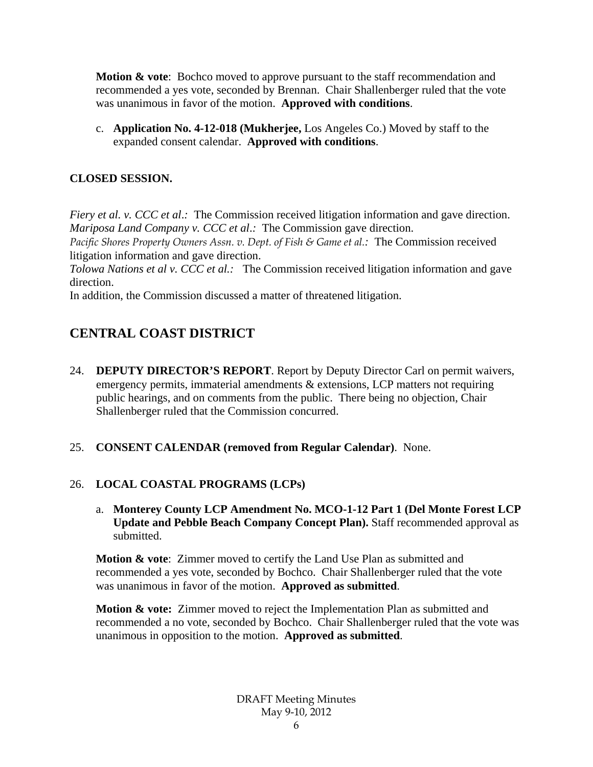**Motion & vote**: Bochco moved to approve pursuant to the staff recommendation and recommended a yes vote, seconded by Brennan. Chair Shallenberger ruled that the vote was unanimous in favor of the motion. **Approved with conditions**.

c. **Application No. 4-12-018 (Mukherjee,** Los Angeles Co.) Moved by staff to the expanded consent calendar. **Approved with conditions**.

**CLOSED SESSION.**

*Fiery et al. v. CCC et al.:* The Commission received litigation information and gave direction.
*Mariposa Land Company v. CCC et al.:* The Commission gave direction.
*Pacific Shores Property Owners Assn. v. Dept. of Fish & Game et al.:* The Commission received litigation information and gave direction.
*Tolowa Nations et al v. CCC et al.:* The Commission received litigation information and gave direction.
In addition, the Commission discussed a matter of threatened litigation.

## CENTRAL COAST DISTRICT

24. **DEPUTY DIRECTOR'S REPORT**. Report by Deputy Director Carl on permit waivers, emergency permits, immaterial amendments & extensions, LCP matters not requiring public hearings, and on comments from the public. There being no objection, Chair Shallenberger ruled that the Commission concurred.

25. **CONSENT CALENDAR (removed from Regular Calendar)**. None.

26. **LOCAL COASTAL PROGRAMS (LCPs)**

a. **Monterey County LCP Amendment No. MCO-1-12 Part 1 (Del Monte Forest LCP Update and Pebble Beach Company Concept Plan).** Staff recommended approval as submitted.

**Motion & vote**: Zimmer moved to certify the Land Use Plan as submitted and recommended a yes vote, seconded by Bochco. Chair Shallenberger ruled that the vote was unanimous in favor of the motion. **Approved as submitted**.

**Motion & vote:** Zimmer moved to reject the Implementation Plan as submitted and recommended a no vote, seconded by Bochco. Chair Shallenberger ruled that the vote was unanimous in opposition to the motion. **Approved as submitted**.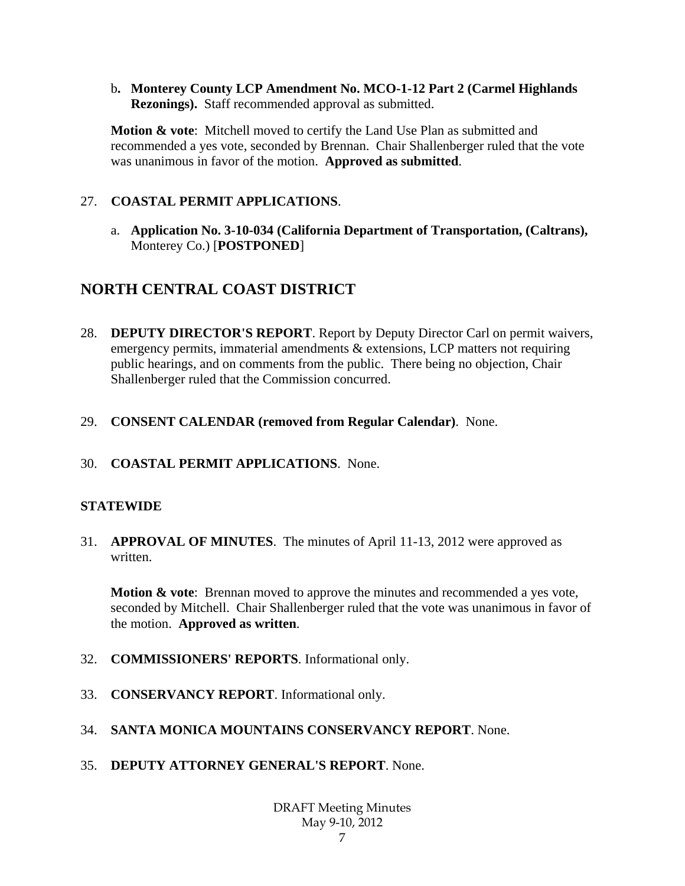b**. Monterey County LCP Amendment No. MCO-1-12 Part 2 (Carmel Highlands Rezonings).** Staff recommended approval as submitted.

**Motion & vote**: Mitchell moved to certify the Land Use Plan as submitted and recommended a yes vote, seconded by Brennan. Chair Shallenberger ruled that the vote was unanimous in favor of the motion. **Approved as submitted**.

27. **COASTAL PERMIT APPLICATIONS**.

a. **Application No. 3-10-034 (California Department of Transportation, (Caltrans),** Monterey Co.) [**POSTPONED**]

## NORTH CENTRAL COAST DISTRICT

28. **DEPUTY DIRECTOR'S REPORT**. Report by Deputy Director Carl on permit waivers, emergency permits, immaterial amendments & extensions, LCP matters not requiring public hearings, and on comments from the public. There being no objection, Chair Shallenberger ruled that the Commission concurred.

29. **CONSENT CALENDAR (removed from Regular Calendar)**. None.

30. **COASTAL PERMIT APPLICATIONS**. None.

**STATEWIDE**

31. **APPROVAL OF MINUTES**. The minutes of April 11-13, 2012 were approved as written.

**Motion & vote**: Brennan moved to approve the minutes and recommended a yes vote, seconded by Mitchell. Chair Shallenberger ruled that the vote was unanimous in favor of the motion. **Approved as written**.

32. **COMMISSIONERS' REPORTS**. Informational only.

33. **CONSERVANCY REPORT**. Informational only.

34. **SANTA MONICA MOUNTAINS CONSERVANCY REPORT**. None.

35. **DEPUTY ATTORNEY GENERAL'S REPORT**. None.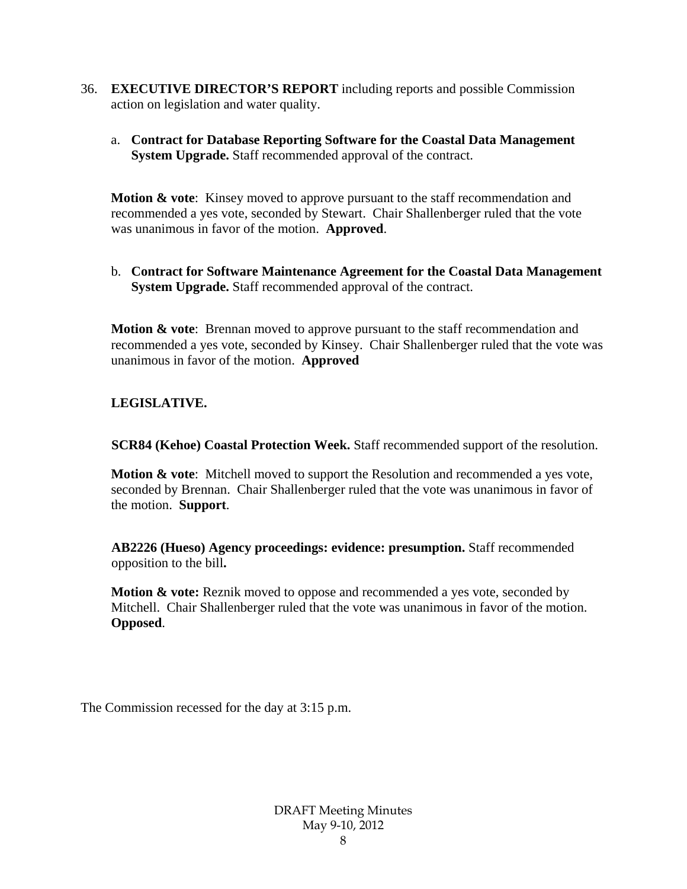36. **EXECUTIVE DIRECTOR'S REPORT** including reports and possible Commission action on legislation and water quality.

   a. **Contract for Database Reporting Software for the Coastal Data Management System Upgrade.** Staff recommended approval of the contract.

   **Motion & vote**: Kinsey moved to approve pursuant to the staff recommendation and recommended a yes vote, seconded by Stewart. Chair Shallenberger ruled that the vote was unanimous in favor of the motion. **Approved**.

   b. **Contract for Software Maintenance Agreement for the Coastal Data Management System Upgrade.** Staff recommended approval of the contract.

   **Motion & vote**: Brennan moved to approve pursuant to the staff recommendation and recommended a yes vote, seconded by Kinsey. Chair Shallenberger ruled that the vote was unanimous in favor of the motion. **Approved**

   **LEGISLATIVE.**

   **SCR84 (Kehoe) Coastal Protection Week.** Staff recommended support of the resolution.

   **Motion & vote**: Mitchell moved to support the Resolution and recommended a yes vote, seconded by Brennan. Chair Shallenberger ruled that the vote was unanimous in favor of the motion. **Support**.

   **AB2226 (Hueso) Agency proceedings: evidence: presumption.** Staff recommended opposition to the bill**.**

   **Motion & vote:** Reznik moved to oppose and recommended a yes vote, seconded by Mitchell. Chair Shallenberger ruled that the vote was unanimous in favor of the motion. **Opposed**.

The Commission recessed for the day at 3:15 p.m.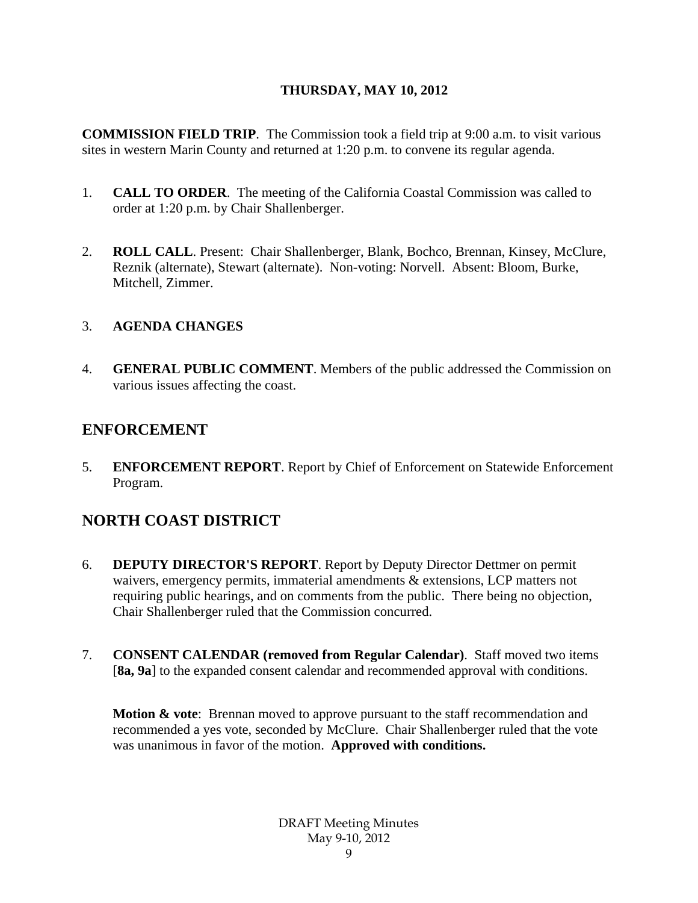**THURSDAY, MAY 10, 2012**

**COMMISSION FIELD TRIP**. The Commission took a field trip at 9:00 a.m. to visit various sites in western Marin County and returned at 1:20 p.m. to convene its regular agenda.

1. **CALL TO ORDER**. The meeting of the California Coastal Commission was called to order at 1:20 p.m. by Chair Shallenberger.

2. **ROLL CALL**. Present: Chair Shallenberger, Blank, Bochco, Brennan, Kinsey, McClure, Reznik (alternate), Stewart (alternate). Non-voting: Norvell. Absent: Bloom, Burke, Mitchell, Zimmer.

3. **AGENDA CHANGES**

4. **GENERAL PUBLIC COMMENT**. Members of the public addressed the Commission on various issues affecting the coast.

## ENFORCEMENT

5. **ENFORCEMENT REPORT**. Report by Chief of Enforcement on Statewide Enforcement Program.

## NORTH COAST DISTRICT

6. **DEPUTY DIRECTOR'S REPORT**. Report by Deputy Director Dettmer on permit waivers, emergency permits, immaterial amendments & extensions, LCP matters not requiring public hearings, and on comments from the public. There being no objection, Chair Shallenberger ruled that the Commission concurred.

7. **CONSENT CALENDAR (removed from Regular Calendar)**. Staff moved two items [**8a, 9a**] to the expanded consent calendar and recommended approval with conditions.

   **Motion & vote**: Brennan moved to approve pursuant to the staff recommendation and recommended a yes vote, seconded by McClure. Chair Shallenberger ruled that the vote was unanimous in favor of the motion. **Approved with conditions.**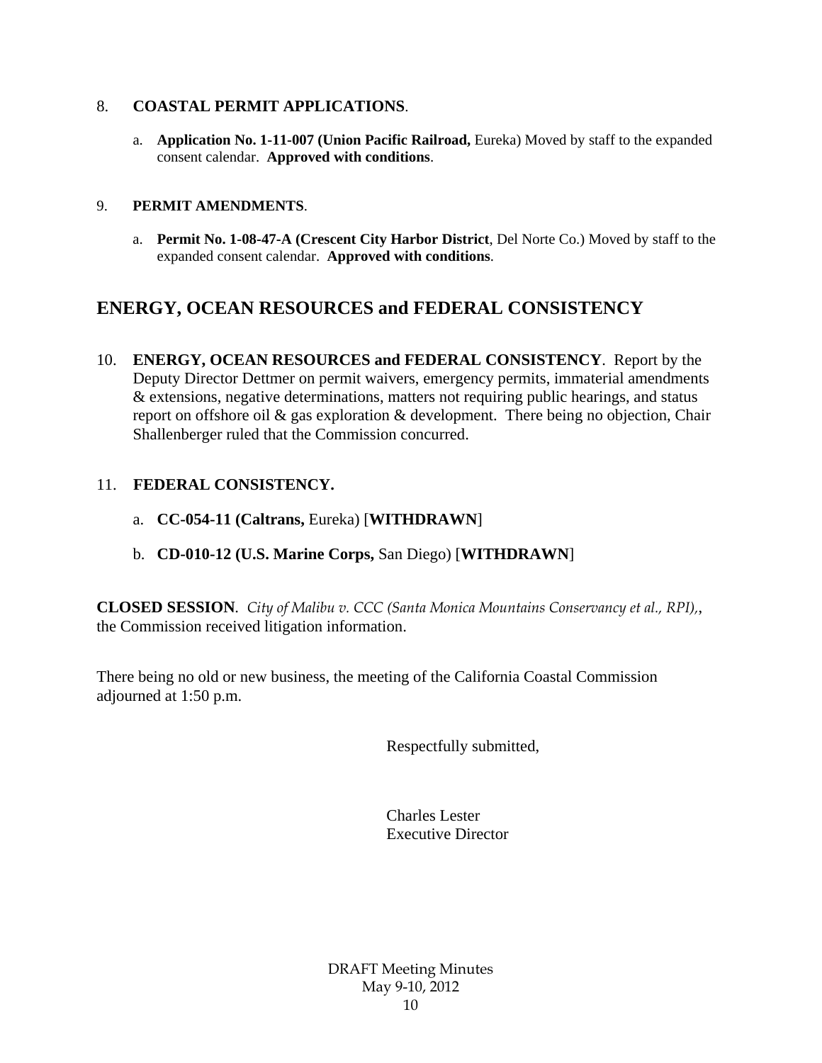8. **COASTAL PERMIT APPLICATIONS**.

   a. **Application No. 1-11-007 (Union Pacific Railroad,** Eureka) Moved by staff to the expanded consent calendar. **Approved with conditions**.

9. **PERMIT AMENDMENTS**.

   a. **Permit No. 1-08-47-A (Crescent City Harbor District**, Del Norte Co.) Moved by staff to the expanded consent calendar. **Approved with conditions**.

## ENERGY, OCEAN RESOURCES and FEDERAL CONSISTENCY

10. **ENERGY, OCEAN RESOURCES and FEDERAL CONSISTENCY**. Report by the Deputy Director Dettmer on permit waivers, emergency permits, immaterial amendments & extensions, negative determinations, matters not requiring public hearings, and status report on offshore oil & gas exploration & development. There being no objection, Chair Shallenberger ruled that the Commission concurred.

11. **FEDERAL CONSISTENCY.**

    a. **CC-054-11 (Caltrans,** Eureka) [**WITHDRAWN**]

    b. **CD-010-12 (U.S. Marine Corps,** San Diego) [**WITHDRAWN**]

**CLOSED SESSION**. *City of Malibu v. CCC (Santa Monica Mountains Conservancy et al., RPI),*, the Commission received litigation information.

There being no old or new business, the meeting of the California Coastal Commission adjourned at 1:50 p.m.

Respectfully submitted,

Charles Lester
Executive Director